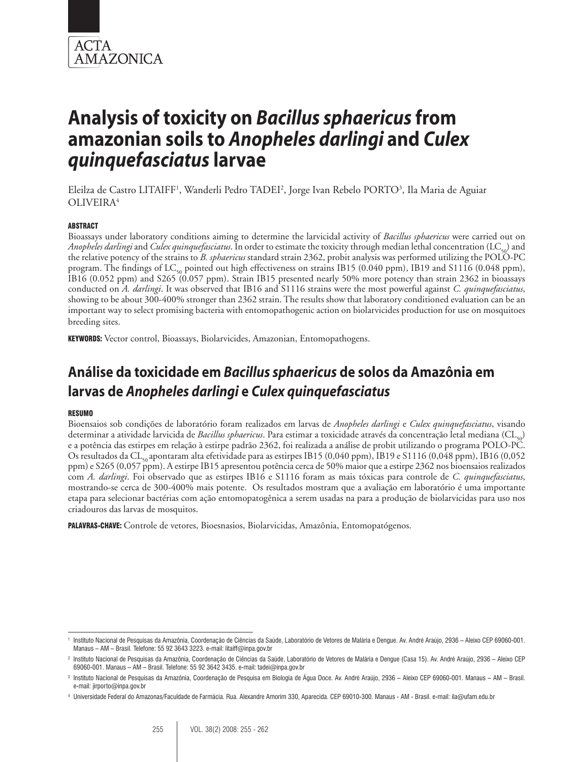ACTA AMAZONICA

# Analysis of toxicity on *Bacillus sphaericus* from amazonian soils to *Anopheles darlingi* and *Culex quinquefasciatus* larvae

Eleilza de Castro LITAIFF[1], Wanderli Pedro TADEI[2], Jorge Ivan Rebelo PORTO[3], Ila Maria de Aguiar OLIVEIRA[4]

### ABSTRACT

Bioassays under laboratory conditions aiming to determine the larvicidal activity of *Bacillus sphaericus* were carried out on *Anopheles darlingi* and *Culex quinquefasciatus*. In order to estimate the toxicity through median lethal concentration ($LC_{50}$) and the relative potency of the strains to *B. sphaericus* standard strain 2362, probit analysis was performed utilizing the POLO-PC program. The findings of $LC_{50}$ pointed out high effectiveness on strains IB15 (0.040 ppm), IB19 and S1116 (0.048 ppm), IB16 (0.052 ppm) and S265 (0.057 ppm). Strain IB15 presented nearly 50% more potency than strain 2362 in bioassays conducted on *A. darlingi*. It was observed that IB16 and S1116 strains were the most powerful against *C. quinquefasciatus*, showing to be about 300-400% stronger than 2362 strain. The results show that laboratory conditioned evaluation can be an important way to select promising bacteria with entomopathogenic action on biolarvicides production for use on mosquitoes breeding sites.

**KEYWORDS:** Vector control, Bioassays, Biolarvicides, Amazonian, Entomopathogens.

## Análise da toxicidade em *Bacillus sphaericus* de solos da Amazônia em larvas de *Anopheles darlingi* e *Culex quinquefasciatus*

### RESUMO

Bioensaios sob condições de laboratório foram realizados em larvas de *Anopheles darlingi* e *Culex quinquefasciatus*, visando determinar a atividade larvicida de *Bacillus sphaericus*. Para estimar a toxicidade através da concentração letal mediana ($CL_{50}$) e a potência das estirpes em relação à estirpe padrão 2362, foi realizada a análise de probit utilizando o programa POLO-PC. Os resultados da $CL_{50}$ apontaram alta efetividade para as estirpes IB15 (0,040 ppm), IB19 e S1116 (0,048 ppm), IB16 (0,052 ppm) e S265 (0,057 ppm). A estirpe IB15 apresentou potência cerca de 50% maior que a estirpe 2362 nos bioensaios realizados com *A. darlingi*. Foi observado que as estirpes IB16 e S1116 foram as mais tóxicas para controle de *C. quinquefasciatus*, mostrando-se cerca de 300-400% mais potente. Os resultados mostram que a avaliação em laboratório é uma importante etapa para selecionar bactérias com ação entomopatogênica a serem usadas na para a produção de biolarvicidas para uso nos criadouros das larvas de mosquitos.

**PALAVRAS-CHAVE:** Controle de vetores, Bioesnasios, Biolarvicidas, Amazônia, Entomopatógenos.

---

[1] Instituto Nacional de Pesquisas da Amazônia, Coordenação de Ciências da Saúde, Laboratório de Vetores de Malária e Dengue. Av. André Araújo, 2936 – Aleixo CEP 69060-001. Manaus – AM – Brasil. Telefone: 55 92 3643 3223. e-mail: litaiff@inpa.gov.br

[2] Instituto Nacional de Pesquisas da Amazônia, Coordenação de Ciências da Saúde, Laboratório de Vetores de Malária e Dengue (Casa 15). Av. André Araújo, 2936 – Aleixo CEP 69060-001. Manaus – AM – Brasil. Telefone: 55 92 3642 3435. e-mail: tadei@inpa.gov.br

[3] Instituto Nacional de Pesquisas da Amazônia, Coordenação de Pesquisa em Biologia de Água Doce. Av. André Araújo, 2936 – Aleixo CEP 69060-001. Manaus – AM – Brasil. e-mail: jirporto@inpa.gov.br

[4] Universidade Federal do Amazonas/Faculdade de Farmácia. Rua. Alexandre Amorim 330, Aparecida. CEP 69010-300. Manaus - AM - Brasil. e-mail: ila@ufam.edu.br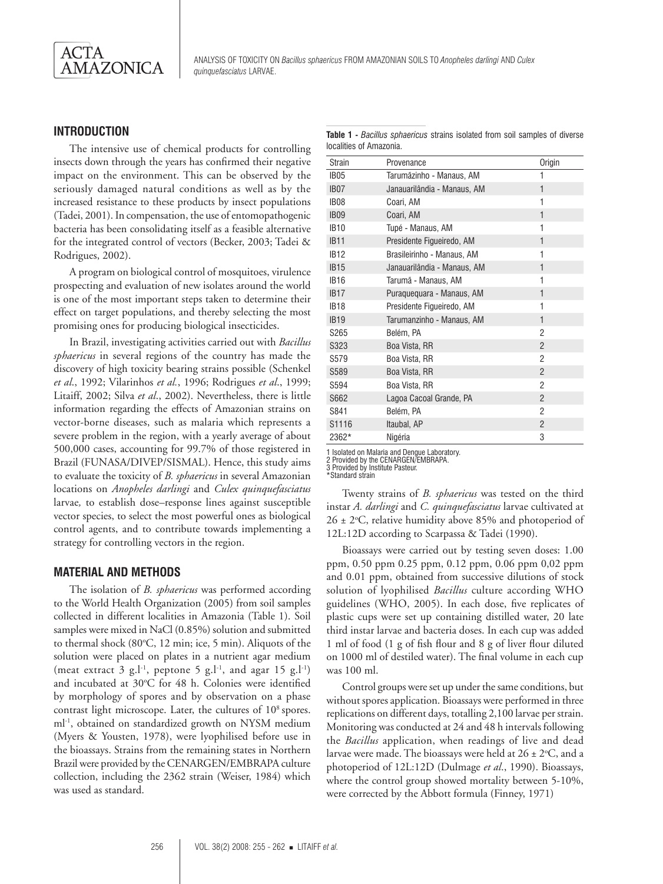## INTRODUCTION

The intensive use of chemical products for controlling insects down through the years has confirmed their negative impact on the environment. This can be observed by the seriously damaged natural conditions as well as by the increased resistance to these products by insect populations (Tadei, 2001). In compensation, the use of entomopathogenic bacteria has been consolidating itself as a feasible alternative for the integrated control of vectors (Becker, 2003; Tadei & Rodrigues, 2002).

A program on biological control of mosquitoes, virulence prospecting and evaluation of new isolates around the world is one of the most important steps taken to determine their effect on target populations, and thereby selecting the most promising ones for producing biological insecticides.

In Brazil, investigating activities carried out with *Bacillus sphaericus* in several regions of the country has made the discovery of high toxicity bearing strains possible (Schenkel *et al.*, 1992; Vilarinhos *et al.*, 1996; Rodrigues *et al.*, 1999; Litaiff, 2002; Silva *et al.*, 2002). Nevertheless, there is little information regarding the effects of Amazonian strains on vector-borne diseases, such as malaria which represents a severe problem in the region, with a yearly average of about 500,000 cases, accounting for 99.7% of those registered in Brazil (FUNASA/DIVEP/SISMAL). Hence, this study aims to evaluate the toxicity of *B. sphaericus* in several Amazonian locations on *Anopheles darlingi* and *Culex quinquefasciatus* larvae*,* to establish dose–response lines against susceptible vector species, to select the most powerful ones as biological control agents, and to contribute towards implementing a strategy for controlling vectors in the region.

## MATERIAL AND METHODS

The isolation of *B. sphaericus* was performed according to the World Health Organization (2005) from soil samples collected in different localities in Amazonia (Table 1). Soil samples were mixed in NaCl (0.85%) solution and submitted to thermal shock (80°C, 12 min; ice, 5 min). Aliquots of the solution were placed on plates in a nutrient agar medium (meat extract 3 g.l$^{-1}$, peptone 5 g.l$^{-1}$, and agar 15 g.l$^{-1}$) and incubated at 30°C for 48 h. Colonies were identified by morphology of spores and by observation on a phase contrast light microscope. Later, the cultures of $10^8$ spores. ml$^{-1}$, obtained on standardized growth on NYSM medium (Myers & Yousten, 1978), were lyophilised before use in the bioassays. Strains from the remaining states in Northern Brazil were provided by the CENARGEN/EMBRAPA culture collection, including the 2362 strain (Weiser, 1984) which was used as standard.

**Table 1 -** *Bacillus sphaericus* strains isolated from soil samples of diverse localities of Amazonia.

| Strain | Provenance | Origin |
|---|---|---|
| IB05 | Tarumãzinho - Manaus, AM | 1 |
| IB07 | Janauarilândia - Manaus, AM | 1 |
| IB08 | Coari, AM | 1 |
| IB09 | Coari, AM | 1 |
| IB10 | Tupé - Manaus, AM | 1 |
| IB11 | Presidente Figueiredo, AM | 1 |
| IB12 | Brasileirinho - Manaus, AM | 1 |
| IB15 | Janauarilândia - Manaus, AM | 1 |
| IB16 | Tarumã - Manaus, AM | 1 |
| IB17 | Puraquequara - Manaus, AM | 1 |
| IB18 | Presidente Figueiredo, AM | 1 |
| IB19 | Tarumanzinho - Manaus, AM | 1 |
| S265 | Belém, PA | 2 |
| S323 | Boa Vista, RR | 2 |
| S579 | Boa Vista, RR | 2 |
| S589 | Boa Vista, RR | 2 |
| S594 | Boa Vista, RR | 2 |
| S662 | Lagoa Cacoal Grande, PA | 2 |
| S841 | Belém, PA | 2 |
| S1116 | Itaubal, AP | 2 |
| 2362* | Nigéria | 3 |

1 Isolated on Malaria and Dengue Laboratory.
2 Provided by the CENARGEN/EMBRAPA.
3 Provided by Institute Pasteur.
*Standard strain

Twenty strains of *B. sphaericus* was tested on the third instar *A. darlingi* and *C. quinquefasciatus* larvae cultivated at 26 ± 2°C, relative humidity above 85% and photoperiod of 12L:12D according to Scarpassa & Tadei (1990).

Bioassays were carried out by testing seven doses: 1.00 ppm, 0.50 ppm 0.25 ppm, 0.12 ppm, 0.06 ppm 0,02 ppm and 0.01 ppm, obtained from successive dilutions of stock solution of lyophilised *Bacillus* culture according WHO guidelines (WHO, 2005). In each dose, five replicates of plastic cups were set up containing distilled water, 20 late third instar larvae and bacteria doses. In each cup was added 1 ml of food (1 g of fish flour and 8 g of liver flour diluted on 1000 ml of destiled water). The final volume in each cup was 100 ml.

Control groups were set up under the same conditions, but without spores application. Bioassays were performed in three replications on different days, totalling 2,100 larvae per strain. Monitoring was conducted at 24 and 48 h intervals following the *Bacillus* application, when readings of live and dead larvae were made. The bioassays were held at 26 ± 2°C, and a photoperiod of 12L:12D (Dulmage *et al.*, 1990). Bioassays, where the control group showed mortality between 5-10%, were corrected by the Abbott formula (Finney, 1971)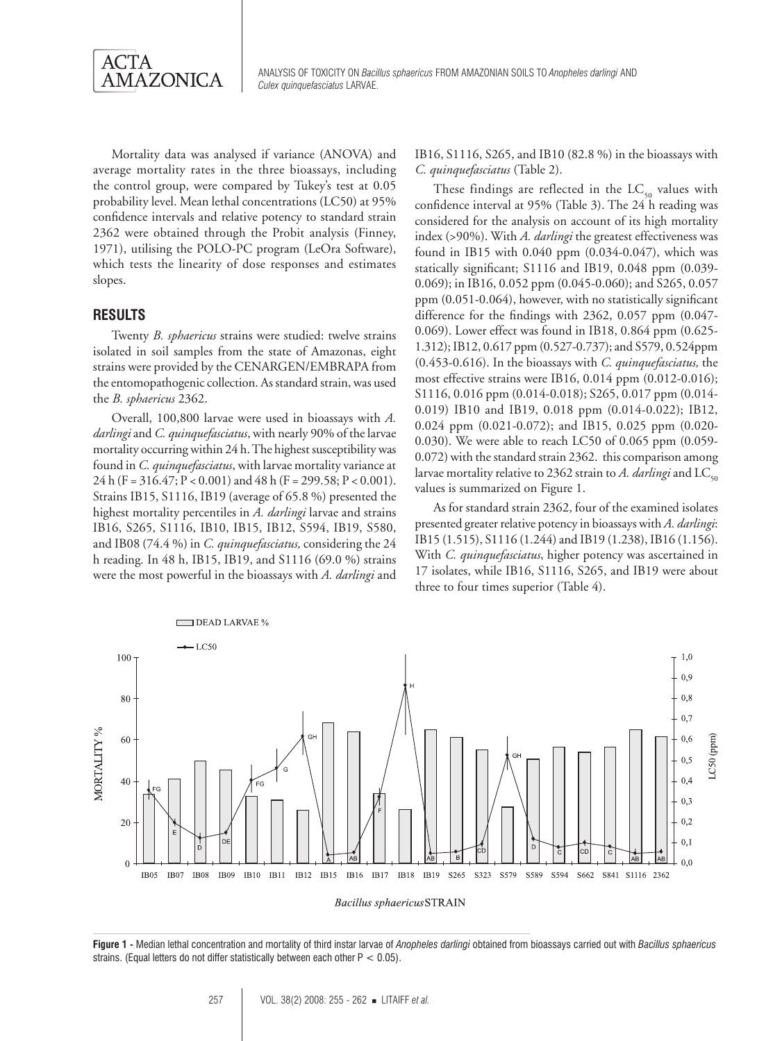Mortality data was analysed if variance (ANOVA) and average mortality rates in the three bioassays, including the control group, were compared by Tukey's test at 0.05 probability level. Mean lethal concentrations (LC50) at 95% confidence intervals and relative potency to standard strain 2362 were obtained through the Probit analysis (Finney, 1971), utilising the POLO-PC program (LeOra Software), which tests the linearity of dose responses and estimates slopes.

## RESULTS

Twenty *B. sphaericus* strains were studied: twelve strains isolated in soil samples from the state of Amazonas, eight strains were provided by the CENARGEN/EMBRAPA from the entomopathogenic collection. As standard strain, was used the *B. sphaericus* 2362.

Overall, 100,800 larvae were used in bioassays with *A. darlingi* and *C. quinquefasciatus*, with nearly 90% of the larvae mortality occurring within 24 h. The highest susceptibility was found in *C. quinquefasciatus*, with larvae mortality variance at 24 h ($F = 316.47$; $P < 0.001$) and 48 h ($F = 299.58$; $P < 0.001$). Strains IB15, S1116, IB19 (average of 65.8 %) presented the highest mortality percentiles in *A. darlingi* larvae and strains IB16, S265, S1116, IB10, IB15, IB12, S594, IB19, S580, and IB08 (74.4 %) in *C. quinquefasciatus,* considering the 24 h reading. In 48 h, IB15, IB19, and S1116 (69.0 %) strains were the most powerful in the bioassays with *A. darlingi* and IB16, S1116, S265, and IB10 (82.8 %) in the bioassays with *C. quinquefasciatus* (Table 2).

These findings are reflected in the $LC_{50}$ values with confidence interval at 95% (Table 3). The 24 h reading was considered for the analysis on account of its high mortality index (>90%). With *A. darlingi* the greatest effectiveness was found in IB15 with 0.040 ppm (0.034-0.047), which was statically significant; S1116 and IB19, 0.048 ppm (0.039-0.069); in IB16, 0.052 ppm (0.045-0.060); and S265, 0.057 ppm (0.051-0.064), however, with no statistically significant difference for the findings with 2362, 0.057 ppm (0.047-0.069). Lower effect was found in IB18, 0.864 ppm (0.625-1.312); IB12, 0.617 ppm (0.527-0.737); and S579, 0.524ppm (0.453-0.616). In the bioassays with *C. quinquefasciatus,* the most effective strains were IB16, 0.014 ppm (0.012-0.016); S1116, 0.016 ppm (0.014-0.018); S265, 0.017 ppm (0.014-0.019) IB10 and IB19, 0.018 ppm (0.014-0.022); IB12, 0.024 ppm (0.021-0.072); and IB15, 0.025 ppm (0.020-0.030). We were able to reach LC50 of 0.065 ppm (0.059-0.072) with the standard strain 2362. this comparison among larvae mortality relative to 2362 strain to *A. darlingi* and $LC_{50}$ values is summarized on Figure 1.

As for standard strain 2362, four of the examined isolates presented greater relative potency in bioassays with *A. darlingi*: IB15 (1.515), S1116 (1.244) and IB19 (1.238), IB16 (1.156). With *C. quinquefasciatus*, higher potency was ascertained in 17 isolates, while IB16, S1116, S265, and IB19 were about three to four times superior (Table 4).

**Figure 1 -** Median lethal concentration and mortality of third instar larvae of *Anopheles darlingi* obtained from bioassays carried out with *Bacillus sphaericus* strains. (Equal letters do not differ statistically between each other $P < 0.05$).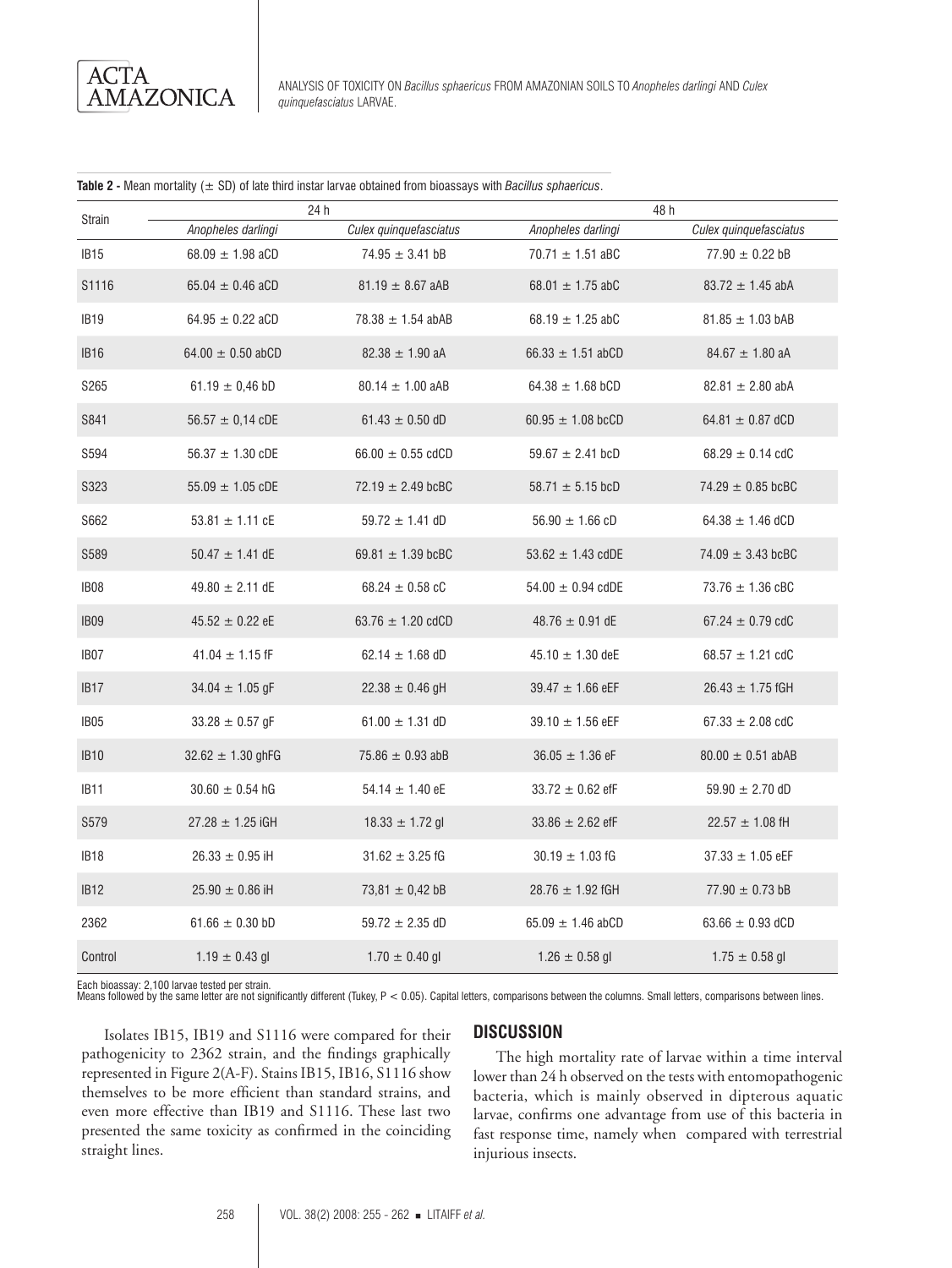**Table 2** - Mean mortality (± SD) of late third instar larvae obtained from bioassays with *Bacillus sphaericus*.

| Strain | 24 h | | 48 h | |
|---|---|---|---|---|
| | *Anopheles darlingi* | *Culex quinquefasciatus* | *Anopheles darlingi* | *Culex quinquefasciatus* |
| IB15 | 68.09 ± 1.98 aCD | 74.95 ± 3.41 bB | 70.71 ± 1.51 aBC | 77.90 ± 0.22 bB |
| S1116 | 65.04 ± 0.46 aCD | 81.19 ± 8.67 aAB | 68.01 ± 1.75 abC | 83.72 ± 1.45 abA |
| IB19 | 64.95 ± 0.22 aCD | 78.38 ± 1.54 abAB | 68.19 ± 1.25 abC | 81.85 ± 1.03 bAB |
| IB16 | 64.00 ± 0.50 abCD | 82.38 ± 1.90 aA | 66.33 ± 1.51 abCD | 84.67 ± 1.80 aA |
| S265 | 61.19 ± 0,46 bD | 80.14 ± 1.00 aAB | 64.38 ± 1.68 bCD | 82.81 ± 2.80 abA |
| S841 | 56.57 ± 0,14 cDE | 61.43 ± 0.50 dD | 60.95 ± 1.08 bcCD | 64.81 ± 0.87 dCD |
| S594 | 56.37 ± 1.30 cDE | 66.00 ± 0.55 cdCD | 59.67 ± 2.41 bcD | 68.29 ± 0.14 cdC |
| S323 | 55.09 ± 1.05 cDE | 72.19 ± 2.49 bcBC | 58.71 ± 5.15 bcD | 74.29 ± 0.85 bcBC |
| S662 | 53.81 ± 1.11 cE | 59.72 ± 1.41 dD | 56.90 ± 1.66 cD | 64.38 ± 1.46 dCD |
| S589 | 50.47 ± 1.41 dE | 69.81 ± 1.39 bcBC | 53.62 ± 1.43 cdDE | 74.09 ± 3.43 bcBC |
| IB08 | 49.80 ± 2.11 dE | 68.24 ± 0.58 cC | 54.00 ± 0.94 cdDE | 73.76 ± 1.36 cBC |
| IB09 | 45.52 ± 0.22 eE | 63.76 ± 1.20 cdCD | 48.76 ± 0.91 dE | 67.24 ± 0.79 cdC |
| IB07 | 41.04 ± 1.15 fF | 62.14 ± 1.68 dD | 45.10 ± 1.30 deE | 68.57 ± 1.21 cdC |
| IB17 | 34.04 ± 1.05 gF | 22.38 ± 0.46 gH | 39.47 ± 1.66 eEF | 26.43 ± 1.75 fGH |
| IB05 | 33.28 ± 0.57 gF | 61.00 ± 1.31 dD | 39.10 ± 1.56 eEF | 67.33 ± 2.08 cdC |
| IB10 | 32.62 ± 1.30 ghFG | 75.86 ± 0.93 abB | 36.05 ± 1.36 eF | 80.00 ± 0.51 abAB |
| IB11 | 30.60 ± 0.54 hG | 54.14 ± 1.40 eE | 33.72 ± 0.62 efF | 59.90 ± 2.70 dD |
| S579 | 27.28 ± 1.25 iGH | 18.33 ± 1.72 gI | 33.86 ± 2.62 efF | 22.57 ± 1.08 fH |
| IB18 | 26.33 ± 0.95 iH | 31.62 ± 3.25 fG | 30.19 ± 1.03 fG | 37.33 ± 1.05 eEF |
| IB12 | 25.90 ± 0.86 iH | 73,81 ± 0,42 bB | 28.76 ± 1.92 fGH | 77.90 ± 0.73 bB |
| 2362 | 61.66 ± 0.30 bD | 59.72 ± 2.35 dD | 65.09 ± 1.46 abCD | 63.66 ± 0.93 dCD |
| Control | 1.19 ± 0.43 gI | 1.70 ± 0.40 gI | 1.26 ± 0.58 gI | 1.75 ± 0.58 gI |

Each bioassay: 2,100 larvae tested per strain.
Means followed by the same letter are not significantly different (Tukey, $P < 0.05$). Capital letters, comparisons between the columns. Small letters, comparisons between lines.

Isolates IB15, IB19 and S1116 were compared for their pathogenicity to 2362 strain, and the findings graphically represented in Figure 2(A-F). Stains IB15, IB16, S1116 show themselves to be more efficient than standard strains, and even more effective than IB19 and S1116. These last two presented the same toxicity as confirmed in the coinciding straight lines.

## DISCUSSION

The high mortality rate of larvae within a time interval lower than 24 h observed on the tests with entomopathogenic bacteria, which is mainly observed in dipterous aquatic larvae, confirms one advantage from use of this bacteria in fast response time, namely when compared with terrestrial injurious insects.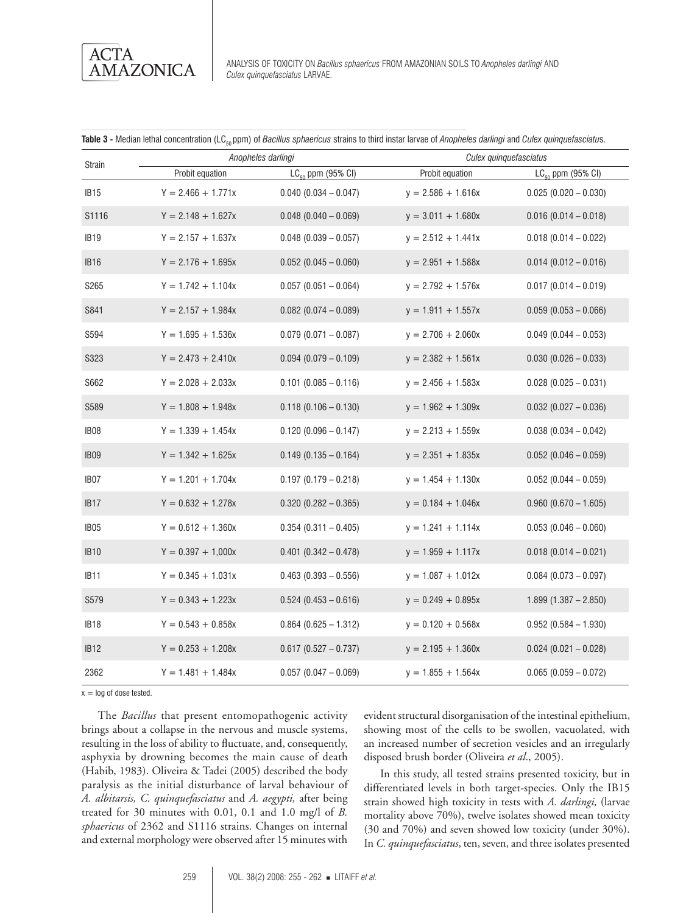**Table 3 -** Median lethal concentration ($LC_{50}$ ppm) of *Bacillus sphaericus* strains to third instar larvae of *Anopheles darlingi* and *Culex quinquefasciatus*.

| Strain | *Anopheles darlingi* | | *Culex quinquefasciatus* | |
|---|---|---|---|---|
| | Probit equation | $LC_{50}$ ppm (95% CI) | Probit equation | $LC_{50}$ ppm (95% CI) |
| IB15 | Y = 2.466 + 1.771x | 0.040 (0.034 – 0.047) | y = 2.586 + 1.616x | 0.025 (0.020 – 0.030) |
| S1116 | Y = 2.148 + 1.627x | 0.048 (0.040 – 0.069) | y = 3.011 + 1.680x | 0.016 (0.014 – 0.018) |
| IB19 | Y = 2.157 + 1.637x | 0.048 (0.039 – 0.057) | y = 2.512 + 1.441x | 0.018 (0.014 – 0.022) |
| IB16 | Y = 2.176 + 1.695x | 0.052 (0.045 – 0.060) | y = 2.951 + 1.588x | 0.014 (0.012 – 0.016) |
| S265 | Y = 1.742 + 1.104x | 0.057 (0.051 – 0.064) | y = 2.792 + 1.576x | 0.017 (0.014 – 0.019) |
| S841 | Y = 2.157 + 1.984x | 0.082 (0.074 – 0.089) | y = 1.911 + 1.557x | 0.059 (0.053 – 0.066) |
| S594 | Y = 1.695 + 1.536x | 0.079 (0.071 – 0.087) | y = 2.706 + 2.060x | 0.049 (0.044 – 0.053) |
| S323 | Y = 2.473 + 2.410x | 0.094 (0.079 – 0.109) | y = 2.382 + 1.561x | 0.030 (0.026 – 0.033) |
| S662 | Y = 2.028 + 2.033x | 0.101 (0.085 – 0.116) | y = 2.456 + 1.583x | 0.028 (0.025 – 0.031) |
| S589 | Y = 1.808 + 1.948x | 0.118 (0.106 – 0.130) | y = 1.962 + 1.309x | 0.032 (0.027 – 0.036) |
| IB08 | Y = 1.339 + 1.454x | 0.120 (0.096 – 0.147) | y = 2.213 + 1.559x | 0.038 (0.034 – 0,042) |
| IB09 | Y = 1.342 + 1.625x | 0.149 (0.135 – 0.164) | y = 2.351 + 1.835x | 0.052 (0.046 – 0.059) |
| IB07 | Y = 1.201 + 1.704x | 0.197 (0.179 – 0.218) | y = 1.454 + 1.130x | 0.052 (0.044 – 0.059) |
| IB17 | Y = 0.632 + 1.278x | 0.320 (0.282 – 0.365) | y = 0.184 + 1.046x | 0.960 (0.670 – 1.605) |
| IB05 | Y = 0.612 + 1.360x | 0.354 (0.311 – 0.405) | y = 1.241 + 1.114x | 0.053 (0.046 – 0.060) |
| IB10 | Y = 0.397 + 1,000x | 0.401 (0.342 – 0.478) | y = 1.959 + 1.117x | 0.018 (0.014 – 0.021) |
| IB11 | Y = 0.345 + 1.031x | 0.463 (0.393 – 0.556) | y = 1.087 + 1.012x | 0.084 (0.073 – 0.097) |
| S579 | Y = 0.343 + 1.223x | 0.524 (0.453 – 0.616) | y = 0.249 + 0.895x | 1.899 (1.387 – 2.850) |
| IB18 | Y = 0.543 + 0.858x | 0.864 (0.625 – 1.312) | y = 0.120 + 0.568x | 0.952 (0.584 – 1.930) |
| IB12 | Y = 0.253 + 1.208x | 0.617 (0.527 – 0.737) | y = 2.195 + 1.360x | 0.024 (0.021 – 0.028) |
| 2362 | Y = 1.481 + 1.484x | 0.057 (0.047 – 0.069) | y = 1.855 + 1.564x | 0.065 (0.059 – 0.072) |

x = log of dose tested.

The *Bacillus* that present entomopathogenic activity brings about a collapse in the nervous and muscle systems, resulting in the loss of ability to fluctuate, and, consequently, asphyxia by drowning becomes the main cause of death (Habib, 1983). Oliveira & Tadei (2005) described the body paralysis as the initial disturbance of larval behaviour of *A. albitarsis, C. quinquefasciatus* and *A. aegypti,* after being treated for 30 minutes with 0.01, 0.1 and 1.0 mg/l of *B. sphaericus* of 2362 and S1116 strains. Changes on internal and external morphology were observed after 15 minutes with evident structural disorganisation of the intestinal epithelium, showing most of the cells to be swollen, vacuolated, with an increased number of secretion vesicles and an irregularly disposed brush border (Oliveira *et al*., 2005).

In this study, all tested strains presented toxicity, but in differentiated levels in both target-species. Only the IB15 strain showed high toxicity in tests with *A. darlingi,* (larvae mortality above 70%), twelve isolates showed mean toxicity (30 and 70%) and seven showed low toxicity (under 30%). In *C. quinquefasciatus*, ten, seven, and three isolates presented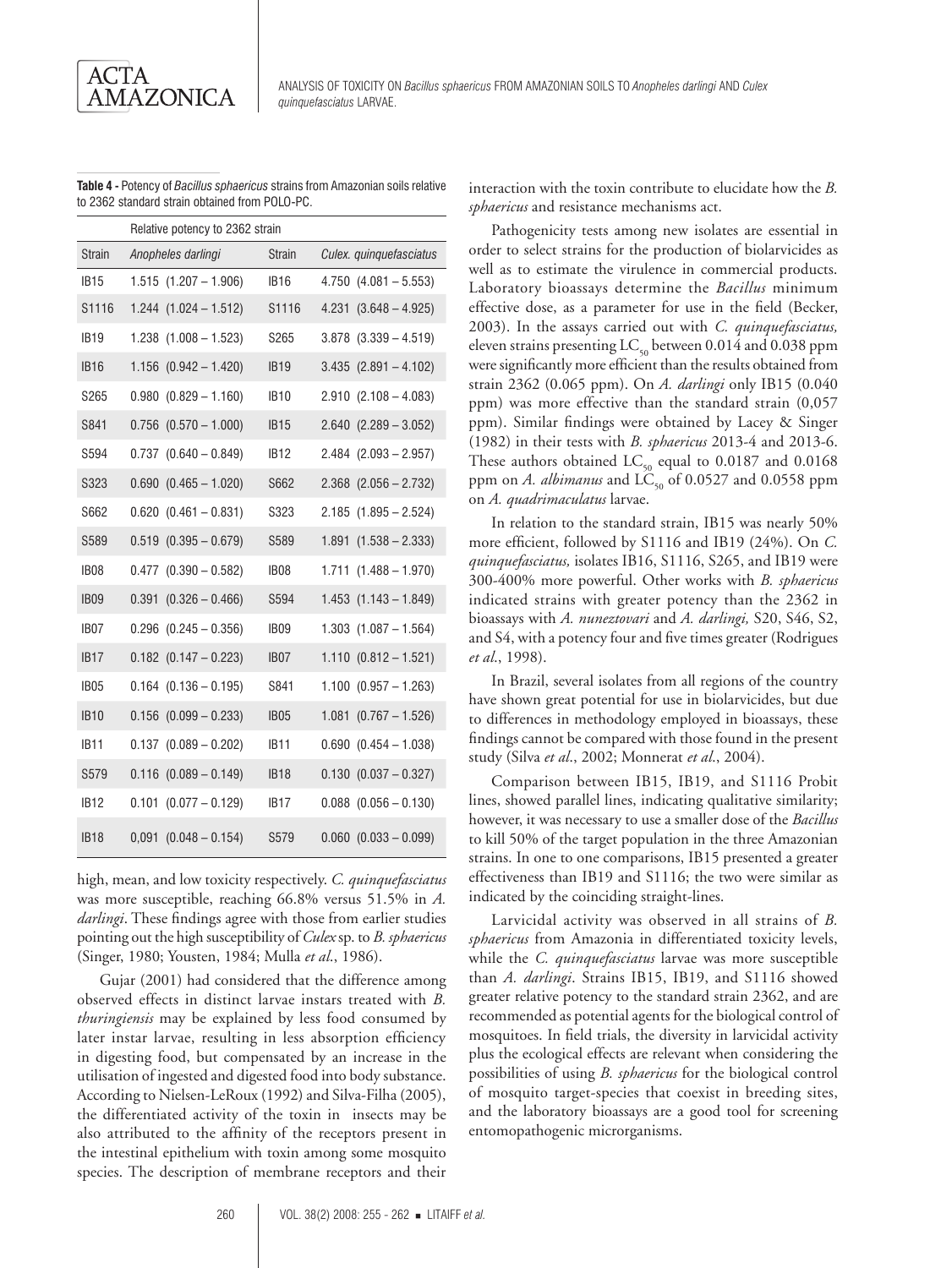**Table 4 -** Potency of *Bacillus sphaericus* strains from Amazonian soils relative to 2362 standard strain obtained from POLO-PC.

| | Relative potency to 2362 strain | | |
|---|---|---|---|
| Strain | *Anopheles darlingi* | Strain | *Culex. quinquefasciatus* |
| IB15 | 1.515 (1.207 – 1.906) | IB16 | 4.750 (4.081 – 5.553) |
| S1116 | 1.244 (1.024 – 1.512) | S1116 | 4.231 (3.648 – 4.925) |
| IB19 | 1.238 (1.008 – 1.523) | S265 | 3.878 (3.339 – 4.519) |
| IB16 | 1.156 (0.942 – 1.420) | IB19 | 3.435 (2.891 – 4.102) |
| S265 | 0.980 (0.829 – 1.160) | IB10 | 2.910 (2.108 – 4.083) |
| S841 | 0.756 (0.570 – 1.000) | IB15 | 2.640 (2.289 – 3.052) |
| S594 | 0.737 (0.640 – 0.849) | IB12 | 2.484 (2.093 – 2.957) |
| S323 | 0.690 (0.465 – 1.020) | S662 | 2.368 (2.056 – 2.732) |
| S662 | 0.620 (0.461 – 0.831) | S323 | 2.185 (1.895 – 2.524) |
| S589 | 0.519 (0.395 – 0.679) | S589 | 1.891 (1.538 – 2.333) |
| IB08 | 0.477 (0.390 – 0.582) | IB08 | 1.711 (1.488 – 1.970) |
| IB09 | 0.391 (0.326 – 0.466) | S594 | 1.453 (1.143 – 1.849) |
| IB07 | 0.296 (0.245 – 0.356) | IB09 | 1.303 (1.087 – 1.564) |
| IB17 | 0.182 (0.147 – 0.223) | IB07 | 1.110 (0.812 – 1.521) |
| IB05 | 0.164 (0.136 – 0.195) | S841 | 1.100 (0.957 – 1.263) |
| IB10 | 0.156 (0.099 – 0.233) | IB05 | 1.081 (0.767 – 1.526) |
| IB11 | 0.137 (0.089 – 0.202) | IB11 | 0.690 (0.454 – 1.038) |
| S579 | 0.116 (0.089 – 0.149) | IB18 | 0.130 (0.037 – 0.327) |
| IB12 | 0.101 (0.077 – 0.129) | IB17 | 0.088 (0.056 – 0.130) |
| IB18 | 0,091 (0.048 – 0.154) | S579 | 0.060 (0.033 – 0.099) |

high, mean, and low toxicity respectively. *C. quinquefasciatus* was more susceptible, reaching 66.8% versus 51.5% in *A. darlingi*. These findings agree with those from earlier studies pointing out the high susceptibility of *Culex* sp. to *B. sphaericus* (Singer, 1980; Yousten, 1984; Mulla *et al*., 1986).

Gujar (2001) had considered that the difference among observed effects in distinct larvae instars treated with *B. thuringiensis* may be explained by less food consumed by later instar larvae, resulting in less absorption efficiency in digesting food, but compensated by an increase in the utilisation of ingested and digested food into body substance. According to Nielsen-LeRoux (1992) and Silva-Filha (2005), the differentiated activity of the toxin in insects may be also attributed to the affinity of the receptors present in the intestinal epithelium with toxin among some mosquito species. The description of membrane receptors and their interaction with the toxin contribute to elucidate how the *B. sphaericus* and resistance mechanisms act.

Pathogenicity tests among new isolates are essential in order to select strains for the production of biolarvicides as well as to estimate the virulence in commercial products. Laboratory bioassays determine the *Bacillus* minimum effective dose, as a parameter for use in the field (Becker, 2003). In the assays carried out with *C. quinquefasciatus,* eleven strains presenting $LC_{50}$ between 0.014 and 0.038 ppm were significantly more efficient than the results obtained from strain 2362 (0.065 ppm). On *A. darlingi* only IB15 (0.040 ppm) was more effective than the standard strain (0,057 ppm). Similar findings were obtained by Lacey & Singer (1982) in their tests with *B. sphaericus* 2013-4 and 2013-6. These authors obtained $LC_{50}$ equal to 0.0187 and 0.0168 ppm on *A. albimanus* and $LC_{50}$ of 0.0527 and 0.0558 ppm on *A. quadrimaculatus* larvae.

In relation to the standard strain, IB15 was nearly 50% more efficient, followed by S1116 and IB19 (24%). On *C. quinquefasciatus,* isolates IB16, S1116, S265, and IB19 were 300-400% more powerful. Other works with *B. sphaericus* indicated strains with greater potency than the 2362 in bioassays with *A. nuneztovari* and *A. darlingi,* S20, S46, S2, and S4, with a potency four and five times greater (Rodrigues *et al*., 1998).

In Brazil, several isolates from all regions of the country have shown great potential for use in biolarvicides, but due to differences in methodology employed in bioassays, these findings cannot be compared with those found in the present study (Silva *et al*., 2002; Monnerat *et al*., 2004).

Comparison between IB15, IB19, and S1116 Probit lines, showed parallel lines, indicating qualitative similarity; however, it was necessary to use a smaller dose of the *Bacillus* to kill 50% of the target population in the three Amazonian strains. In one to one comparisons, IB15 presented a greater effectiveness than IB19 and S1116; the two were similar as indicated by the coinciding straight-lines.

Larvicidal activity was observed in all strains of *B. sphaericus* from Amazonia in differentiated toxicity levels, while the *C. quinquefasciatus* larvae was more susceptible than *A. darlingi*. Strains IB15, IB19, and S1116 showed greater relative potency to the standard strain 2362, and are recommended as potential agents for the biological control of mosquitoes. In field trials, the diversity in larvicidal activity plus the ecological effects are relevant when considering the possibilities of using *B. sphaericus* for the biological control of mosquito target-species that coexist in breeding sites, and the laboratory bioassays are a good tool for screening entomopathogenic micrororganisms.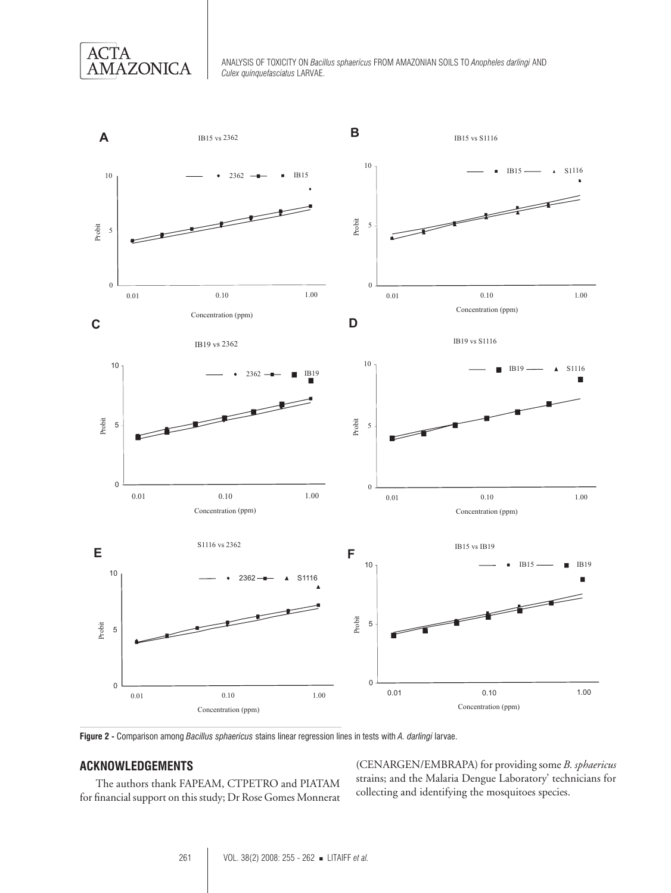**Figure 2 -** Comparison among *Bacillus sphaericus* stains linear regression lines in tests with *A. darlingi* larvae.

## ACKNOWLEDGEMENTS

The authors thank FAPEAM, CTPETRO and PIATAM for financial support on this study; Dr Rose Gomes Monnerat (CENARGEN/EMBRAPA) for providing some *B. sphaericus* strains; and the Malaria Dengue Laboratory' technicians for collecting and identifying the mosquitoes species.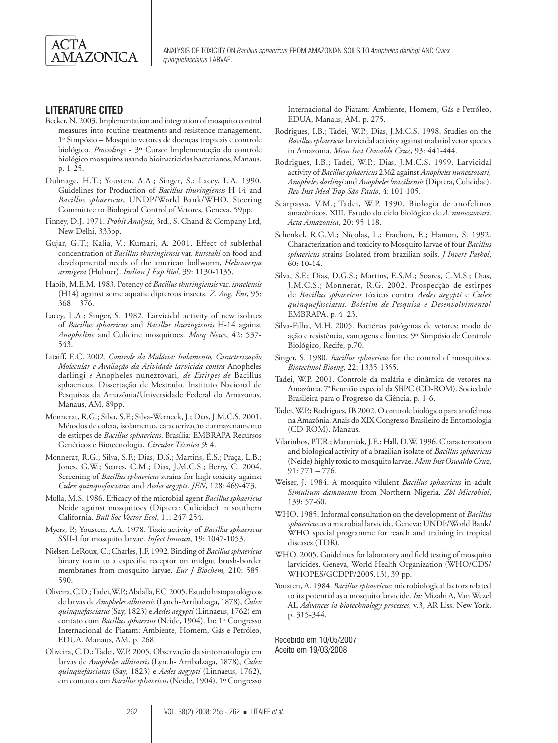## LITERATURE CITED

Becker, N. 2003. Implementation and integration of mosquito control measures into routine treatments and resistence management. 1º Simpósio – Mosquito vetores de doenças tropicais e controle biológico. *Procedings* - 3º Curso: Implementação do controle biológico mosquitos usando bioinseticidas bacterianos, Manaus. p. 1-25.

Dulmage, H.T.; Yousten, A.A.; Singer, S.; Lacey, L.A. 1990. Guidelines for Production of *Bacillus thuringiensis* H-14 and *Bacillus sphaericus*, UNDP/World Bank/WHO, Steering Committee to Biological Control of Vetores, Geneva. 59pp.

Finney, D.J. 1971. *Probit Analysis*, 3rd., S. Chand & Company Ltd, New Delhi, 333pp.

Gujar, G.T.; Kalia, V.; Kumari, A. 2001. Effect of sublethal concentration of *Bacillus thuringiensis* var. *kurstaki* on food and developmental needs of the american bollworm, *Helicoverpa armigera* (Hubner). *Indian J Exp Biol,* 39: 1130-1135.

Habib, M.E.M. 1983. Potency of *Bacillus thuringiensis* var. *israelensis* (H14) against some aquatic dipterous insects. *Z. Ang. Ent*, 95: 368 – 376.

Lacey, L.A.; Singer, S. 1982. Larvicidal activity of new isolates of *Bacillus sphaericus* and *Bacillus thuringiensis* H-14 against *Anopheline* and Culicine mosquitoes. *Mosq News*, 42: 537-543.

Litaiff, E.C. 2002. *Controle da Malária: Isolamento, Caracterização Molecular e Avaliação da Atividade larvicida contra* Anopheles darlingi *e* Anopheles nuneztovari*, de Estirpes de* Bacillus sphaericus. Dissertação de Mestrado. Instituto Nacional de Pesquisas da Amazônia/Universidade Federal do Amazonas. Manaus, AM. 89pp.

Monnerat, R.G.; Silva, S.F.; Silva-Werneck, J.; Dias, J.M.C.S. 2001. Métodos de coleta, isolamento, caracterização e armazenamento de estirpes de *Bacillus sphaericus*. Brasília: EMBRAPA Recursos Genéticos e Biotecnologia, *Circular Técnica 9*: 4.

Monnerat, R.G.; Silva, S.F.; Dias, D.S.; Martins, É.S.; Praça, L.B.; Jones, G.W.; Soares, C.M.; Dias, J.M.C.S.; Berry, C. 2004. Screening of *Bacillus sphaericus* strains for high toxicity against *Culex quinquefasciatus* and *Aedes aegypti*. *JEN*, 128: 469-473.

Mulla, M.S. 1986. Efficacy of the microbial agent *Bacillus sphaericus* Neide against mosquitoes (Diptera: Culicidae) in southern California. *Bull Soc Vector Ecol,* 11: 247-254.

Myers, P.; Yousten, A.A. 1978. Toxic activity of *Bacillus sphaericus* SSII-I for mosquito larvae. *Infect Immun*, 19: 1047-1053.

Nielsen-LeRoux, C.; Charles, J.F. 1992. Binding of *Bacillus sphaericus* binary toxin to a especific receptor on midgut brush-border membranes from mosquito larvae. *Eur J Biochem*, 210: 585-590.

Oliveira, C.D.; Tadei, W.P.; Abdalla, F.C. 2005. Estudo histopatológicos de larvas de *Anopheles albitarsis* (Lynch-Arribalzaga, 1878), *Culex quinquefasciatus* (Say, 1823) e *Aedes aegypti* (Linnaeus, 1762) em contato com *Bacillus sphaerius* (Neide, 1904). In: 1º Congresso Internacional do Piatam: Ambiente, Homem, Gás e Petróleo, EDUA. Manaus, AM. p. 268.

Oliveira, C.D.; Tadei, W.P. 2005. Observação da sintomatologia em larvas de *Anopheles albitarsis* (Lynch- Arribalzaga, 1878), *Culex quinquefasciatus* (Say, 1823) e *Aedes aegypti* (Linnaeus, 1762), em contato com *Bacillus sphaericus* (Neide, 1904). 1º Congresso Internacional do Piatam: Ambiente, Homem, Gás e Petróleo, EDUA, Manaus, AM. p. 275.

Rodrigues, I.B.; Tadei, W.P.; Dias, J.M.C.S. 1998. Studies on the *Bacillus sphaericus* larvicidal activity against malariol vetor species in Amazonia. *Mem Inst Oswaldo Cruz*, 93: 441-444.

Rodrigues, I.B.; Tadei, W.P.; Dias, J.M.C.S. 1999. Larvicidal activity of *Bacillus sphaericus* 2362 against *Anopheles nuneztovari, Anopheles darlingi* and *Anopheles braziliensis* (Diptera, Culicidae). *Rev Inst Med Trop São Paulo*, 4: 101-105.

Scarpassa, V.M.; Tadei, W.P. 1990. Biologia de anofelinos amazônicos. XIII. Estudo do ciclo biológico de *A. nuneztovari*. *Acta Amazonica*, 20: 95-118.

Schenkel, R.G.M.; Nicolas, L.; Frachon, E.; Hamon, S. 1992. Characterization and toxicity to Mosquito larvae of four *Bacillus sphaericus* strains Isolated from brazilian soils. *J Invert Pathol*, 60: 10-14.

Silva, S.F.; Dias, D.G.S.; Martins, E.S.M.; Soares, C.M.S.; Dias, J.M.C.S.; Monnerat, R.G. 2002. Prospecção de estirpes de *Bacillus sphaericus* tóxicas contra *Aedes aegypti* e *Culex quinquefasciatus*. *Boletim de Pesquisa e Desenvolvimento*/ EMBRAPA. p. 4–23.

Silva-Filha, M.H. 2005. Bactérias patógenas de vetores: modo de ação e resistência, vantagens e limites. 9º Simpósio de Controle Biológico, Recife, p.70.

Singer, S. 1980. *Bacillus sphaericus* for the control of mosquitoes. *Biotechnol Bioeng*, 22: 1335-1355.

Tadei, W.P. 2001. Controle da malária e dinâmica de vetores na Amazônia. 7ª Reunião especial da SBPC (CD-ROM). Sociedade Brasileira para o Progresso da Ciência. p. 1-6.

Tadei, W.P.; Rodrigues, IB 2002. O controle biológico para anofelinos na Amazônia. Anais do XIX Congresso Brasileiro de Entomologia (CD-ROM). Manaus.

Vilarinhos, P.T.R.; Maruniak, J.E.; Hall, D.W. 1996. Characterization and biological activity of a brazilian isolate of *Bacillus sphaericus* (Neide) highly toxic to mosquito larvae. *Mem Inst Oswaldo Cruz*, 91: 771 – 776.

Weiser, J. 1984. A mosquito-vilulent *Bacillus sphaericus* in adult *Simulium damnosum* from Northern Nigeria. *Zbl Microbiol*, 139: 57-60.

WHO. 1985. Informal consultation on the development of *Bacillus sphaericus* as a microbial larvicide. Geneva: UNDP/World Bank/ WHO special programme for rearch and training in tropical diseases (TDR).

WHO. 2005. Guidelines for laboratory and field testing of mosquito larvicides. Geneva, World Health Organization (WHO/CDS/ WHOPES/GCDPP/2005.13), 39 pp.

Yousten, A. 1984. *Bacillus sphaericus:* microbiological factors related to its potential as a mosquito larvicide. *In:* Mizahi A, Van Wezel AL *Advances in biotechnology processes,* v.3, AR Liss. New York. p. 315-344.

Recebido em 10/05/2007
Aceito em 19/03/2008